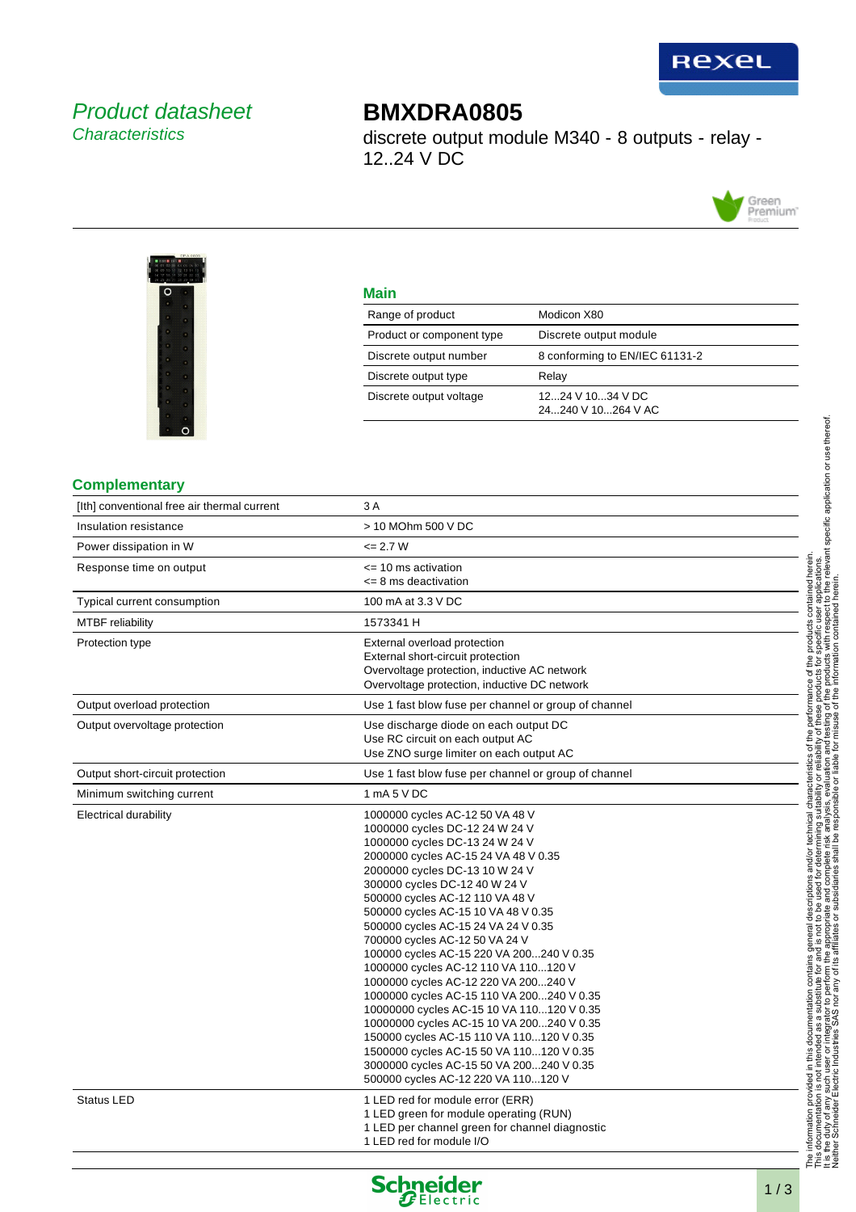Product datasheet
Characteristics

# BMXDRA0805

discrete output module M340 - 8 outputs - relay - 12..24 V DC

## Main

| | |
|---|---|
| Range of product | Modicon X80 |
| Product or component type | Discrete output module |
| Discrete output number | 8 conforming to EN/IEC 61131-2 |
| Discrete output type | Relay |
| Discrete output voltage | 12...24 V 10...34 V DC<br>24...240 V 10...264 V AC |

## Complementary

| | |
|---|---|
| [Ith] conventional free air thermal current | 3 A |
| Insulation resistance | > 10 MOhm 500 V DC |
| Power dissipation in W | <= 2.7 W |
| Response time on output | <= 10 ms activation<br><= 8 ms deactivation |
| Typical current consumption | 100 mA at 3.3 V DC |
| MTBF reliability | 1573341 H |
| Protection type | External overload protection<br>External short-circuit protection<br>Overvoltage protection, inductive AC network<br>Overvoltage protection, inductive DC network |
| Output overload protection | Use 1 fast blow fuse per channel or group of channel |
| Output overvoltage protection | Use discharge diode on each output DC<br>Use RC circuit on each output AC<br>Use ZNO surge limiter on each output AC |
| Output short-circuit protection | Use 1 fast blow fuse per channel or group of channel |
| Minimum switching current | 1 mA 5 V DC |
| Electrical durability | 1000000 cycles AC-12 50 VA 48 V<br>1000000 cycles DC-12 24 W 24 V<br>1000000 cycles DC-13 24 W 24 V<br>2000000 cycles AC-15 24 VA 48 V 0.35<br>2000000 cycles DC-13 10 W 24 V<br>300000 cycles DC-12 40 W 24 V<br>500000 cycles AC-12 110 VA 48 V<br>500000 cycles AC-15 10 VA 48 V 0.35<br>500000 cycles AC-15 24 VA 24 V 0.35<br>700000 cycles AC-12 50 VA 24 V<br>100000 cycles AC-15 220 VA 200...240 V 0.35<br>1000000 cycles AC-12 110 VA 110...120 V<br>1000000 cycles AC-12 220 VA 200...240 V<br>1000000 cycles AC-15 110 VA 200...240 V 0.35<br>10000000 cycles AC-15 10 VA 110...120 V 0.35<br>10000000 cycles AC-15 10 VA 200...240 V 0.35<br>150000 cycles AC-15 110 VA 110...120 V 0.35<br>1500000 cycles AC-15 50 VA 110...120 V 0.35<br>3000000 cycles AC-15 50 VA 200...240 V 0.35<br>500000 cycles AC-12 220 VA 110...120 V |
| Status LED | 1 LED red for module error (ERR)<br>1 LED green for module operating (RUN)<br>1 LED per channel green for channel diagnostic<br>1 LED red for module I/O |

The information provided in this documentation contains general descriptions and/or technical characteristics of the performance of the products contained herein. This documentation is not intended as a substitute for and is not to be used for determining suitability or reliability of these products for specific user applications. It is the duty of any such user or integrator to perform the appropriate and complete risk analysis, evaluation and testing of the products with respect to the relevant specific application or use thereof. Neither Schneider Electric Industries SAS nor any of its affiliates or subsidiaries shall be responsible or liable for misuse of the information contained herein.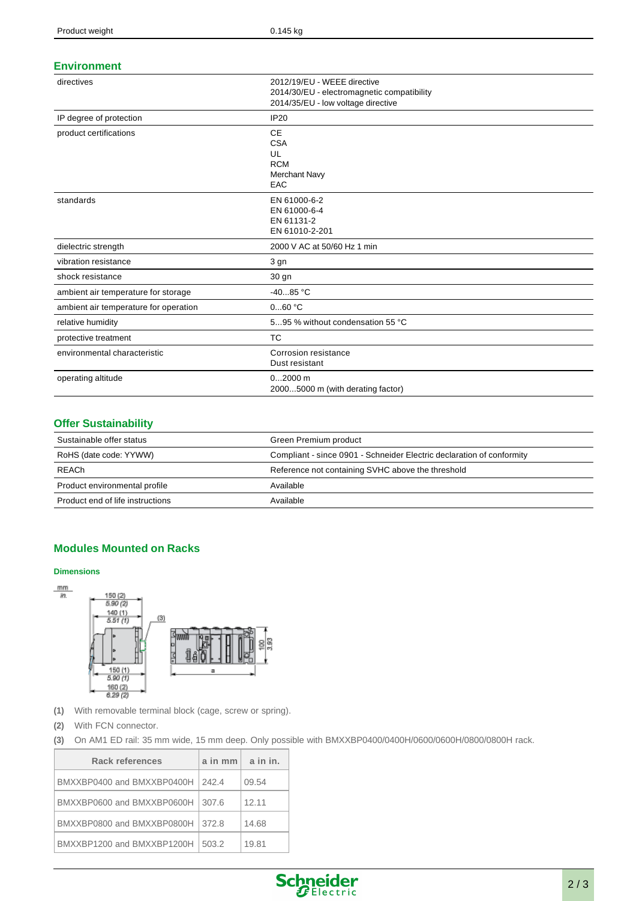| | |
|---|---|
| Product weight | 0.145 kg |

## Environment

| | |
|---|---|
| directives | 2012/19/EU - WEEE directive<br>2014/30/EU - electromagnetic compatibility<br>2014/35/EU - low voltage directive |
| IP degree of protection | IP20 |
| product certifications | CE<br>CSA<br>UL<br>RCM<br>Merchant Navy<br>EAC |
| standards | EN 61000-6-2<br>EN 61000-6-4<br>EN 61131-2<br>EN 61010-2-201 |
| dielectric strength | 2000 V AC at 50/60 Hz 1 min |
| vibration resistance | 3 gn |
| shock resistance | 30 gn |
| ambient air temperature for storage | -40...85 °C |
| ambient air temperature for operation | 0...60 °C |
| relative humidity | 5...95 % without condensation 55 °C |
| protective treatment | TC |
| environmental characteristic | Corrosion resistance<br>Dust resistant |
| operating altitude | 0...2000 m<br>2000...5000 m (with derating factor) |

## Offer Sustainability

| | |
|---|---|
| Sustainable offer status | Green Premium product |
| RoHS (date code: YYWW) | Compliant - since 0901 - Schneider Electric declaration of conformity |
| REACh | Reference not containing SVHC above the threshold |
| Product environmental profile | Available |
| Product end of life instructions | Available |

## Modules Mounted on Racks

### Dimensions

**(1)** With removable terminal block (cage, screw or spring).

**(2)** With FCN connector.

**(3)** On AM1 ED rail: 35 mm wide, 15 mm deep. Only possible with BMXXBP0400/0400H/0600/0600H/0800/0800H rack.

| Rack references | a in mm | a in in. |
|---|---|---|
| BMXXBP0400 and BMXXBP0400H | 242.4 | 09.54 |
| BMXXBP0600 and BMXXBP0600H | 307.6 | 12.11 |
| BMXXBP0800 and BMXXBP0800H | 372.8 | 14.68 |
| BMXXBP1200 and BMXXBP1200H | 503.2 | 19.81 |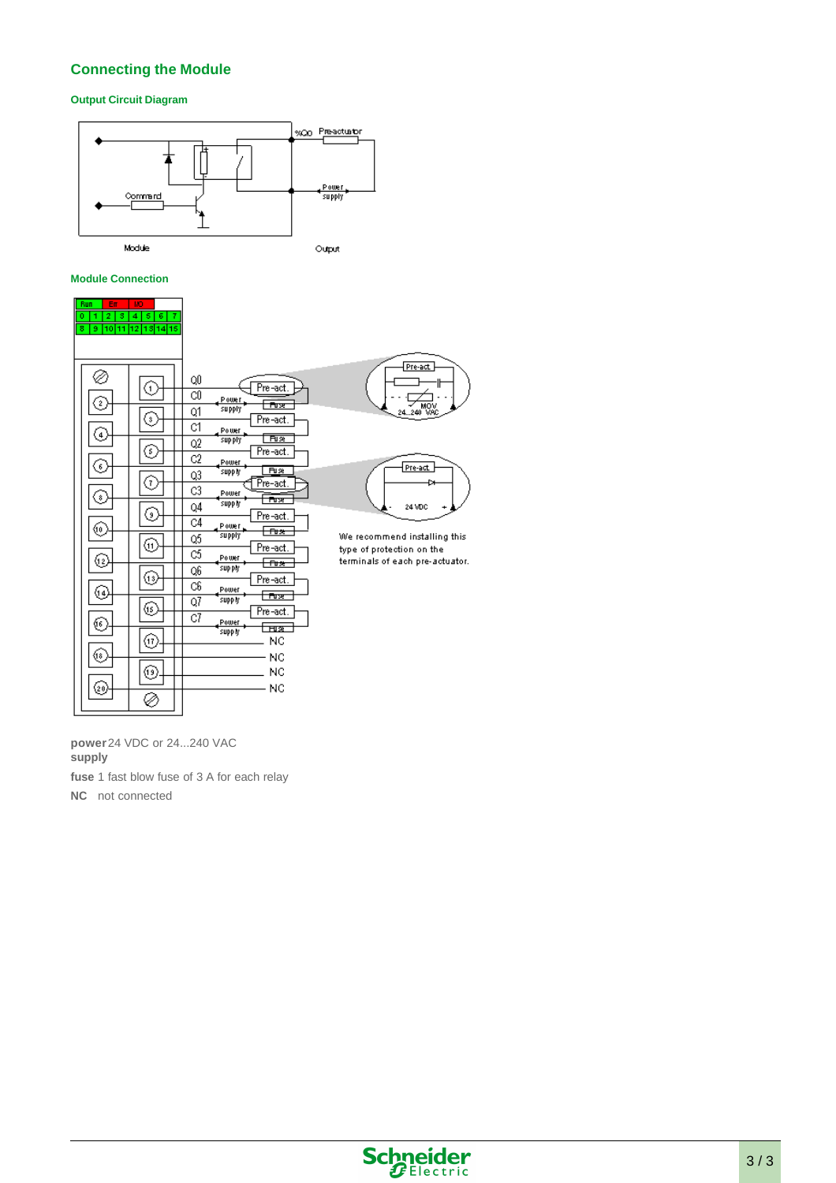## Connecting the Module

### Output Circuit Diagram

%Q0 Preactuator

Command

Power supply

Module

Output

### Module Connection

Run Err I/O

0 1 2 3 4 5 6 7

8 9 10 11 12 13 14 15

Q0 C0 Q1 C1 Q2 C2 Q3 C3 Q4 C4 Q5 C5 Q6 C6 Q7 C7

Pre-act.

Power supply

Fuse

NC

MOV 24...240 VAC

24 VDC

We recommend installing this type of protection on the terminals of each pre-actuator.

**power supply** 24 VDC or 24...240 VAC

**fuse** 1 fast blow fuse of 3 A for each relay

**NC** not connected